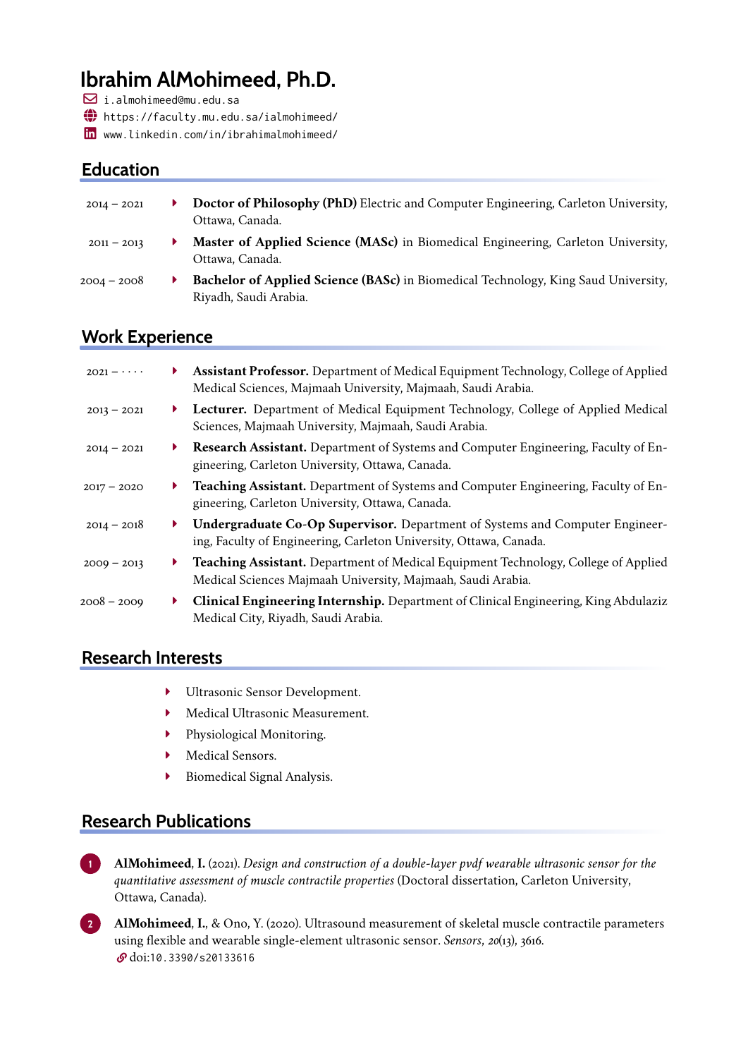# Ibrahim AlMohimeed, Ph.D.

i.almohimeed@mu.edu.sa
https://faculty.mu.edu.sa/ialmohimeed/
www.linkedin.com/in/ibrahimalmohimeed/

## Education

- 2014 – 2021 — **Doctor of Philosophy (PhD)** Electric and Computer Engineering, Carleton University, Ottawa, Canada.
- 2011 – 2013 — **Master of Applied Science (MASc)** in Biomedical Engineering, Carleton University, Ottawa, Canada.
- 2004 – 2008 — **Bachelor of Applied Science (BASc)** in Biomedical Technology, King Saud University, Riyadh, Saudi Arabia.

## Work Experience

- 2021 – .... — **Assistant Professor.** Department of Medical Equipment Technology, College of Applied Medical Sciences, Majmaah University, Majmaah, Saudi Arabia.
- 2013 – 2021 — **Lecturer.** Department of Medical Equipment Technology, College of Applied Medical Sciences, Majmaah University, Majmaah, Saudi Arabia.
- 2014 – 2021 — **Research Assistant.** Department of Systems and Computer Engineering, Faculty of Engineering, Carleton University, Ottawa, Canada.
- 2017 – 2020 — **Teaching Assistant.** Department of Systems and Computer Engineering, Faculty of Engineering, Carleton University, Ottawa, Canada.
- 2014 – 2018 — **Undergraduate Co-Op Supervisor.** Department of Systems and Computer Engineering, Faculty of Engineering, Carleton University, Ottawa, Canada.
- 2009 – 2013 — **Teaching Assistant.** Department of Medical Equipment Technology, College of Applied Medical Sciences Majmaah University, Majmaah, Saudi Arabia.
- 2008 – 2009 — **Clinical Engineering Internship.** Department of Clinical Engineering, King Abdulaziz Medical City, Riyadh, Saudi Arabia.

## Research Interests

- Ultrasonic Sensor Development.
- Medical Ultrasonic Measurement.
- Physiological Monitoring.
- Medical Sensors.
- Biomedical Signal Analysis.

## Research Publications

1. **AlMohimeed, I.** (2021). *Design and construction of a double-layer pvdf wearable ultrasonic sensor for the quantitative assessment of muscle contractile properties* (Doctoral dissertation, Carleton University, Ottawa, Canada).
2. **AlMohimeed, I.**, & Ono, Y. (2020). Ultrasound measurement of skeletal muscle contractile parameters using flexible and wearable single-element ultrasonic sensor. *Sensors*, *20*(13), 3616. doi:10.3390/s20133616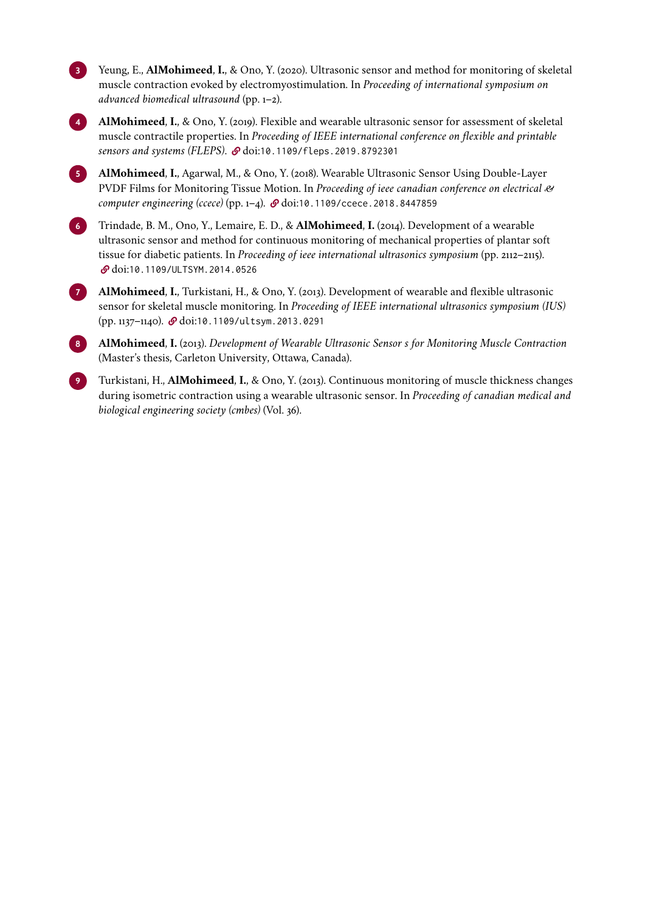3. Yeung, E., **AlMohimeed**, **I.**, & Ono, Y. (2020). Ultrasonic sensor and method for monitoring of skeletal muscle contraction evoked by electromyostimulation. In *Proceeding of international symposium on advanced biomedical ultrasound* (pp. 1–2).

4. **AlMohimeed**, **I.**, & Ono, Y. (2019). Flexible and wearable ultrasonic sensor for assessment of skeletal muscle contractile properties. In *Proceeding of IEEE international conference on flexible and printable sensors and systems (FLEPS)*. doi:10.1109/fleps.2019.8792301

5. **AlMohimeed**, **I.**, Agarwal, M., & Ono, Y. (2018). Wearable Ultrasonic Sensor Using Double-Layer PVDF Films for Monitoring Tissue Motion. In *Proceeding of ieee canadian conference on electrical & computer engineering (ccece)* (pp. 1–4). doi:10.1109/ccece.2018.8447859

6. Trindade, B. M., Ono, Y., Lemaire, E. D., & **AlMohimeed**, **I.** (2014). Development of a wearable ultrasonic sensor and method for continuous monitoring of mechanical properties of plantar soft tissue for diabetic patients. In *Proceeding of ieee international ultrasonics symposium* (pp. 2112–2115). doi:10.1109/ULTSYM.2014.0526

7. **AlMohimeed**, **I.**, Turkistani, H., & Ono, Y. (2013). Development of wearable and flexible ultrasonic sensor for skeletal muscle monitoring. In *Proceeding of IEEE international ultrasonics symposium (IUS)* (pp. 1137–1140). doi:10.1109/ultsym.2013.0291

8. **AlMohimeed**, **I.** (2013). *Development of Wearable Ultrasonic Sensor s for Monitoring Muscle Contraction* (Master's thesis, Carleton University, Ottawa, Canada).

9. Turkistani, H., **AlMohimeed**, **I.**, & Ono, Y. (2013). Continuous monitoring of muscle thickness changes during isometric contraction using a wearable ultrasonic sensor. In *Proceeding of canadian medical and biological engineering society (cmbes)* (Vol. 36).